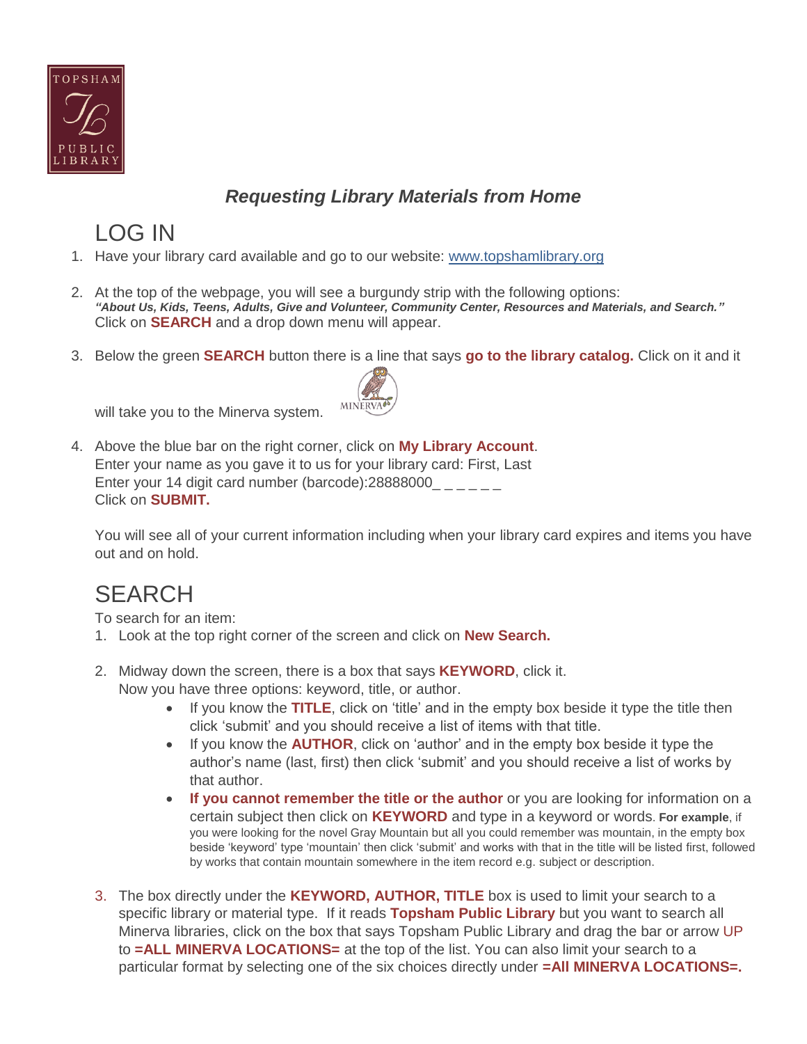TOPSHAM PUBLIC LIBRARY

# *Requesting Library Materials from Home*

## LOG IN

1. Have your library card available and go to our website: [www.topshamlibrary.org](http://www.topshamlibrary.org)

2. At the top of the webpage, you will see a burgundy strip with the following options: ***"About Us, Kids, Teens, Adults, Give and Volunteer, Community Center, Resources and Materials, and Search."*** Click on **SEARCH** and a drop down menu will appear.

3. Below the green **SEARCH** button there is a line that says **go to the library catalog.** Click on it and it will take you to the Minerva system.

4. Above the blue bar on the right corner, click on **My Library Account**.
   Enter your name as you gave it to us for your library card: First, Last
   Enter your 14 digit card number (barcode):28888000_ _ _ _ _ _
   Click on **SUBMIT.**

   You will see all of your current information including when your library card expires and items you have out and on hold.

## SEARCH

To search for an item:

1. Look at the top right corner of the screen and click on **New Search.**

2. Midway down the screen, there is a box that says **KEYWORD**, click it.
   Now you have three options: keyword, title, or author.
   - If you know the **TITLE**, click on 'title' and in the empty box beside it type the title then click 'submit' and you should receive a list of items with that title.
   - If you know the **AUTHOR**, click on 'author' and in the empty box beside it type the author's name (last, first) then click 'submit' and you should receive a list of works by that author.
   - **If you cannot remember the title or the author** or you are looking for information on a certain subject then click on **KEYWORD** and type in a keyword or words. **For example**, if you were looking for the novel Gray Mountain but all you could remember was mountain, in the empty box beside 'keyword' type 'mountain' then click 'submit' and works with that in the title will be listed first, followed by works that contain mountain somewhere in the item record e.g. subject or description.

3. The box directly under the **KEYWORD, AUTHOR, TITLE** box is used to limit your search to a specific library or material type. If it reads **Topsham Public Library** but you want to search all Minerva libraries, click on the box that says Topsham Public Library and drag the bar or arrow UP to **=ALL MINERVA LOCATIONS=** at the top of the list. You can also limit your search to a particular format by selecting one of the six choices directly under **=All MINERVA LOCATIONS=.**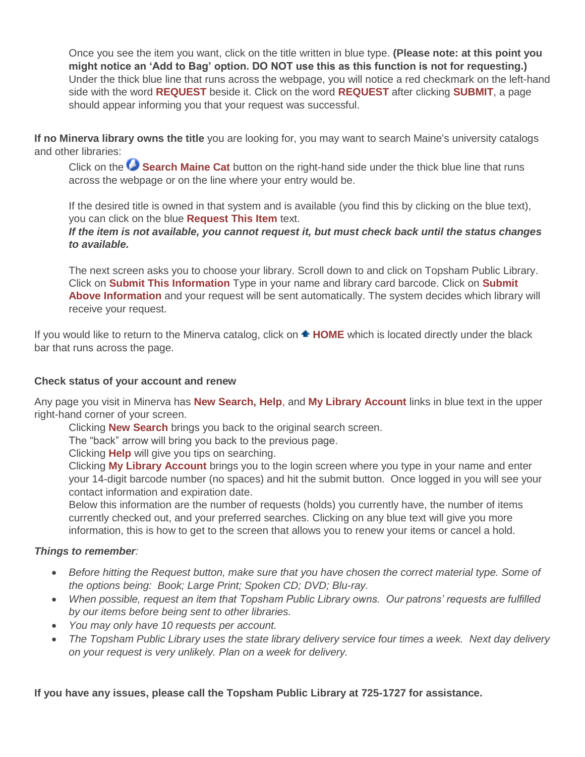Once you see the item you want, click on the title written in blue type. **(Please note: at this point you might notice an 'Add to Bag' option. DO NOT use this as this function is not for requesting.)** Under the thick blue line that runs across the webpage, you will notice a red checkmark on the left-hand side with the word **REQUEST** beside it. Click on the word **REQUEST** after clicking **SUBMIT**, a page should appear informing you that your request was successful.

**If no Minerva library owns the title** you are looking for, you may want to search Maine's university catalogs and other libraries:

Click on the **Search Maine Cat** button on the right-hand side under the thick blue line that runs across the webpage or on the line where your entry would be.

If the desired title is owned in that system and is available (you find this by clicking on the blue text), you can click on the blue **Request This Item** text.
***If the item is not available, you cannot request it, but must check back until the status changes to available.***

The next screen asks you to choose your library. Scroll down to and click on Topsham Public Library. Click on **Submit This Information** Type in your name and library card barcode. Click on **Submit Above Information** and your request will be sent automatically. The system decides which library will receive your request.

If you would like to return to the Minerva catalog, click on **HOME** which is located directly under the black bar that runs across the page.

**Check status of your account and renew**

Any page you visit in Minerva has **New Search, Help**, and **My Library Account** links in blue text in the upper right-hand corner of your screen.

Clicking **New Search** brings you back to the original search screen.
The "back" arrow will bring you back to the previous page.
Clicking **Help** will give you tips on searching.
Clicking **My Library Account** brings you to the login screen where you type in your name and enter your 14-digit barcode number (no spaces) and hit the submit button. Once logged in you will see your contact information and expiration date.
Below this information are the number of requests (holds) you currently have, the number of items currently checked out, and your preferred searches. Clicking on any blue text will give you more information, this is how to get to the screen that allows you to renew your items or cancel a hold.

***Things to remember**:*

- *Before hitting the Request button, make sure that you have chosen the correct material type. Some of the options being: Book; Large Print; Spoken CD; DVD; Blu-ray.*
- *When possible, request an item that Topsham Public Library owns. Our patrons' requests are fulfilled by our items before being sent to other libraries.*
- *You may only have 10 requests per account.*
- *The Topsham Public Library uses the state library delivery service four times a week. Next day delivery on your request is very unlikely. Plan on a week for delivery.*

**If you have any issues, please call the Topsham Public Library at 725-1727 for assistance.**